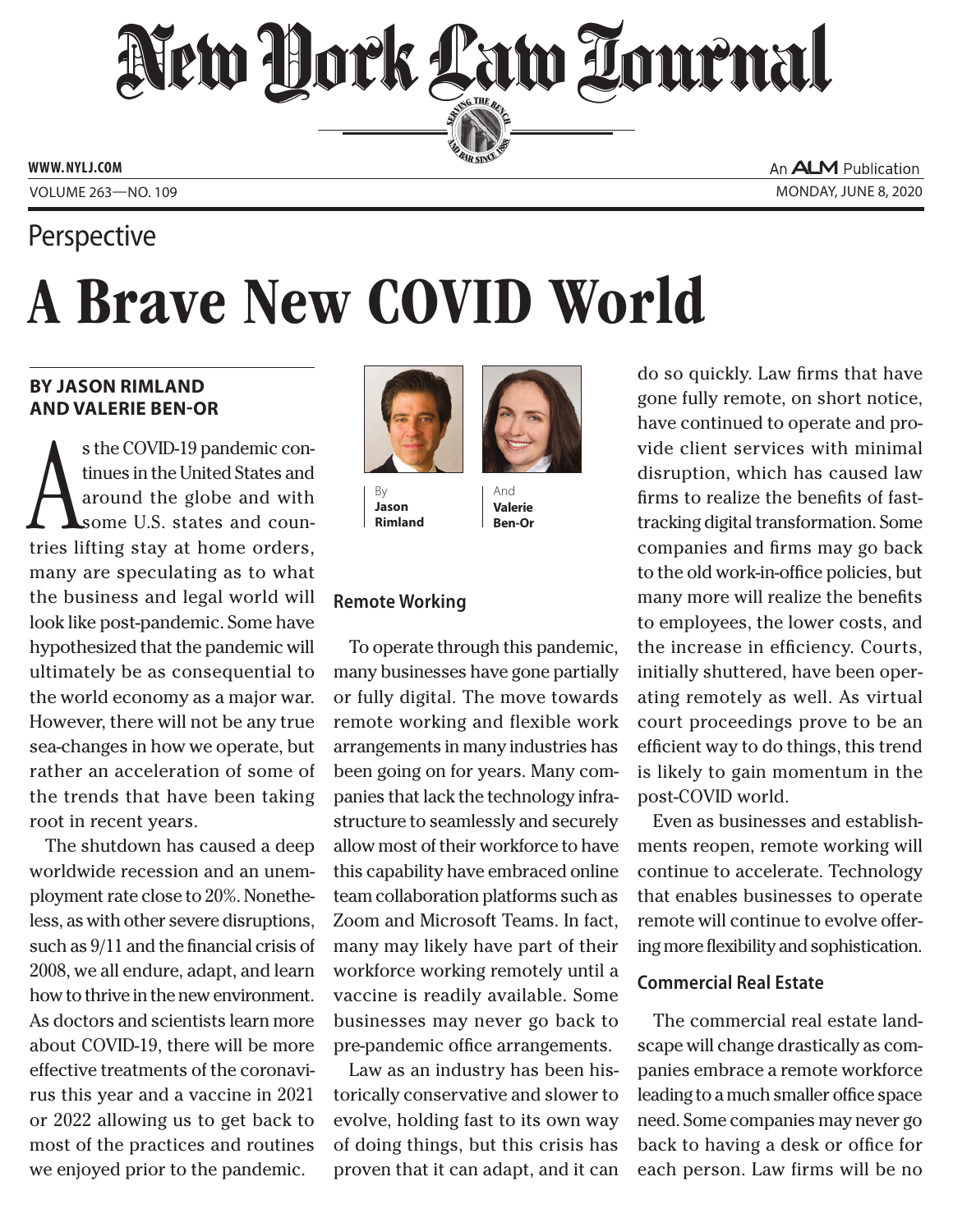# A Brave New COVID World

Perspective

**BY JASON RIMLAND AND VALERIE BEN-OR**

As the COVID-19 pandemic continues in the United States and around the globe and with some U.S. states and countries lifting stay at home orders, many are speculating as to what the business and legal world will look like post-pandemic. Some have hypothesized that the pandemic will ultimately be as consequential to the world economy as a major war. However, there will not be any true sea-changes in how we operate, but rather an acceleration of some of the trends that have been taking root in recent years.

The shutdown has caused a deep worldwide recession and an unemployment rate close to 20%. Nonetheless, as with other severe disruptions, such as 9/11 and the financial crisis of 2008, we all endure, adapt, and learn how to thrive in the new environment. As doctors and scientists learn more about COVID-19, there will be more effective treatments of the coronavirus this year and a vaccine in 2021 or 2022 allowing us to get back to most of the practices and routines we enjoyed prior to the pandemic.

By **Jason Rimland**

And **Valerie Ben-Or**

## Remote Working

To operate through this pandemic, many businesses have gone partially or fully digital. The move towards remote working and flexible work arrangements in many industries has been going on for years. Many companies that lack the technology infrastructure to seamlessly and securely allow most of their workforce to have this capability have embraced online team collaboration platforms such as Zoom and Microsoft Teams. In fact, many may likely have part of their workforce working remotely until a vaccine is readily available. Some businesses may never go back to pre-pandemic office arrangements.

Law as an industry has been historically conservative and slower to evolve, holding fast to its own way of doing things, but this crisis has proven that it can adapt, and it can do so quickly. Law firms that have gone fully remote, on short notice, have continued to operate and provide client services with minimal disruption, which has caused law firms to realize the benefits of fast-tracking digital transformation. Some companies and firms may go back to the old work-in-office policies, but many more will realize the benefits to employees, the lower costs, and the increase in efficiency. Courts, initially shuttered, have been operating remotely as well. As virtual court proceedings prove to be an efficient way to do things, this trend is likely to gain momentum in the post-COVID world.

Even as businesses and establishments reopen, remote working will continue to accelerate. Technology that enables businesses to operate remote will continue to evolve offering more flexibility and sophistication.

## Commercial Real Estate

The commercial real estate landscape will change drastically as companies embrace a remote workforce leading to a much smaller office space need. Some companies may never go back to having a desk or office for each person. Law firms will be no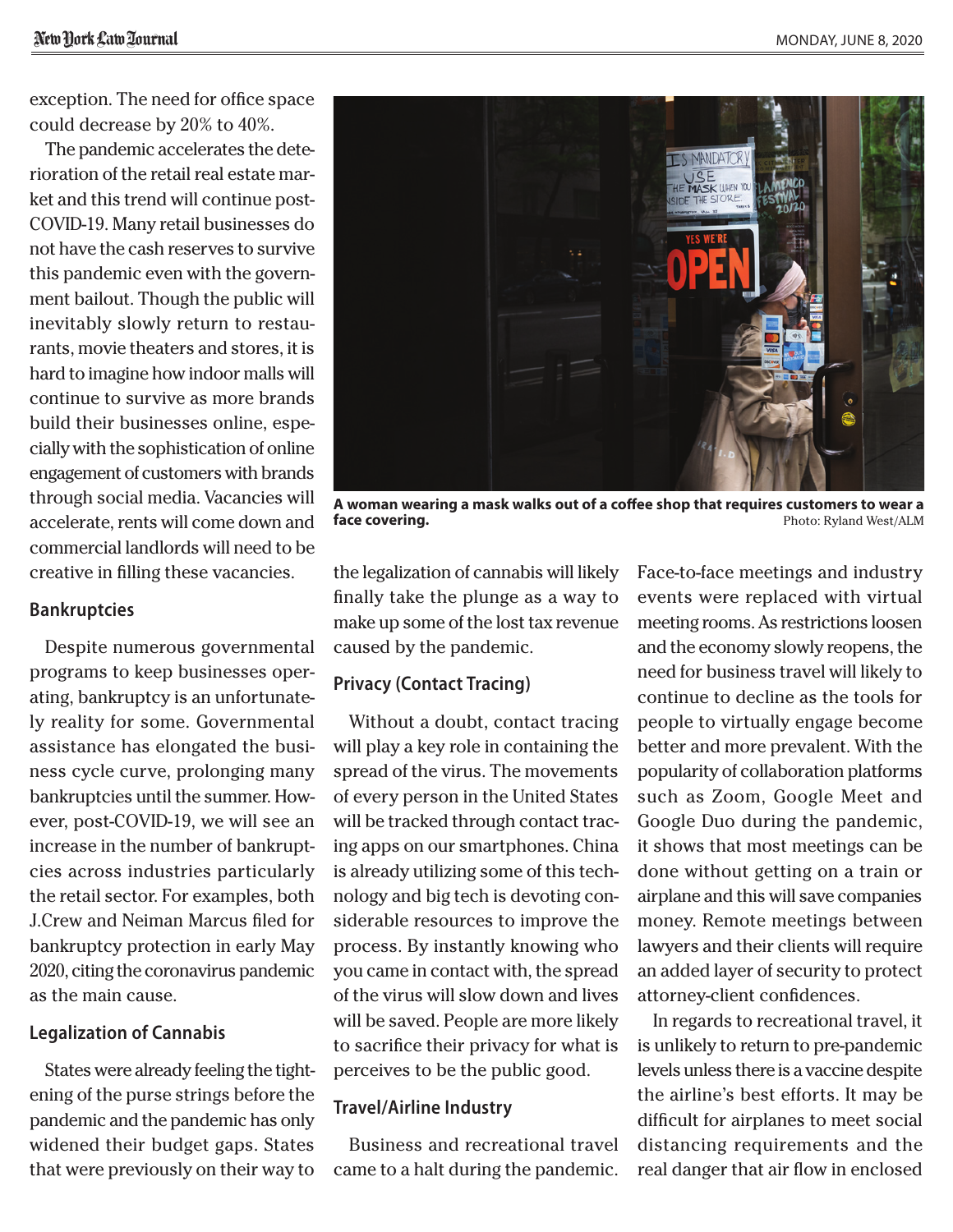exception. The need for office space could decrease by 20% to 40%.

The pandemic accelerates the deterioration of the retail real estate market and this trend will continue post-COVID-19. Many retail businesses do not have the cash reserves to survive this pandemic even with the government bailout. Though the public will inevitably slowly return to restaurants, movie theaters and stores, it is hard to imagine how indoor malls will continue to survive as more brands build their businesses online, especially with the sophistication of online engagement of customers with brands through social media. Vacancies will accelerate, rents will come down and commercial landlords will need to be creative in filling these vacancies.

### Bankruptcies

Despite numerous governmental programs to keep businesses operating, bankruptcy is an unfortunately reality for some. Governmental assistance has elongated the business cycle curve, prolonging many bankruptcies until the summer. However, post-COVID-19, we will see an increase in the number of bankruptcies across industries particularly the retail sector. For examples, both J.Crew and Neiman Marcus filed for bankruptcy protection in early May 2020, citing the coronavirus pandemic as the main cause.

### Legalization of Cannabis

States were already feeling the tightening of the purse strings before the pandemic and the pandemic has only widened their budget gaps. States that were previously on their way to the legalization of cannabis will likely finally take the plunge as a way to make up some of the lost tax revenue caused by the pandemic.

A woman wearing a mask walks out of a coffee shop that requires customers to wear a face covering. Photo: Ryland West/ALM

### Privacy (Contact Tracing)

Without a doubt, contact tracing will play a key role in containing the spread of the virus. The movements of every person in the United States will be tracked through contact tracing apps on our smartphones. China is already utilizing some of this technology and big tech is devoting considerable resources to improve the process. By instantly knowing who you came in contact with, the spread of the virus will slow down and lives will be saved. People are more likely to sacrifice their privacy for what is perceives to be the public good.

### Travel/Airline Industry

Business and recreational travel came to a halt during the pandemic. Face-to-face meetings and industry events were replaced with virtual meeting rooms. As restrictions loosen and the economy slowly reopens, the need for business travel will likely to continue to decline as the tools for people to virtually engage become better and more prevalent. With the popularity of collaboration platforms such as Zoom, Google Meet and Google Duo during the pandemic, it shows that most meetings can be done without getting on a train or airplane and this will save companies money. Remote meetings between lawyers and their clients will require an added layer of security to protect attorney-client confidences.

In regards to recreational travel, it is unlikely to return to pre-pandemic levels unless there is a vaccine despite the airline's best efforts. It may be difficult for airplanes to meet social distancing requirements and the real danger that air flow in enclosed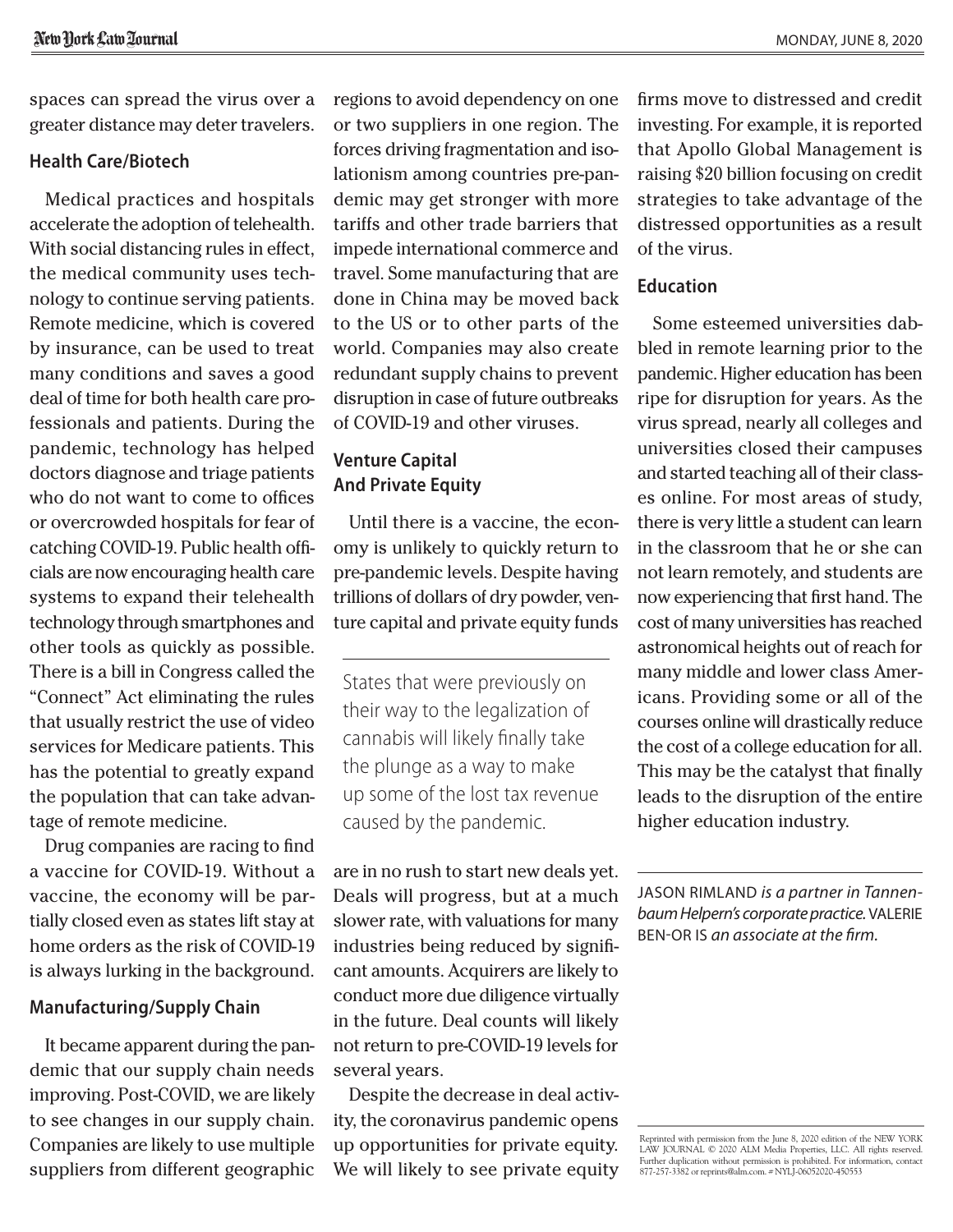spaces can spread the virus over a greater distance may deter travelers.

### Health Care/Biotech

Medical practices and hospitals accelerate the adoption of telehealth. With social distancing rules in effect, the medical community uses technology to continue serving patients. Remote medicine, which is covered by insurance, can be used to treat many conditions and saves a good deal of time for both health care professionals and patients. During the pandemic, technology has helped doctors diagnose and triage patients who do not want to come to offices or overcrowded hospitals for fear of catching COVID-19. Public health officials are now encouraging health care systems to expand their telehealth technology through smartphones and other tools as quickly as possible. There is a bill in Congress called the "Connect" Act eliminating the rules that usually restrict the use of video services for Medicare patients. This has the potential to greatly expand the population that can take advantage of remote medicine.

Drug companies are racing to find a vaccine for COVID-19. Without a vaccine, the economy will be partially closed even as states lift stay at home orders as the risk of COVID-19 is always lurking in the background.

### Manufacturing/Supply Chain

It became apparent during the pandemic that our supply chain needs improving. Post-COVID, we are likely to see changes in our supply chain. Companies are likely to use multiple suppliers from different geographic regions to avoid dependency on one or two suppliers in one region. The forces driving fragmentation and isolationism among countries pre-pandemic may get stronger with more tariffs and other trade barriers that impede international commerce and travel. Some manufacturing that are done in China may be moved back to the US or to other parts of the world. Companies may also create redundant supply chains to prevent disruption in case of future outbreaks of COVID-19 and other viruses.

### Venture Capital And Private Equity

Until there is a vaccine, the economy is unlikely to quickly return to pre-pandemic levels. Despite having trillions of dollars of dry powder, venture capital and private equity funds are in no rush to start new deals yet. Deals will progress, but at a much slower rate, with valuations for many industries being reduced by significant amounts. Acquirers are likely to conduct more due diligence virtually in the future. Deal counts will likely not return to pre-COVID-19 levels for several years.

> States that were previously on their way to the legalization of cannabis will likely finally take the plunge as a way to make up some of the lost tax revenue caused by the pandemic.

Despite the decrease in deal activity, the coronavirus pandemic opens up opportunities for private equity. We will likely to see private equity firms move to distressed and credit investing. For example, it is reported that Apollo Global Management is raising $20 billion focusing on credit strategies to take advantage of the distressed opportunities as a result of the virus.

### Education

Some esteemed universities dabbled in remote learning prior to the pandemic. Higher education has been ripe for disruption for years. As the virus spread, nearly all colleges and universities closed their campuses and started teaching all of their classes online. For most areas of study, there is very little a student can learn in the classroom that he or she can not learn remotely, and students are now experiencing that first hand. The cost of many universities has reached astronomical heights out of reach for many middle and lower class Americans. Providing some or all of the courses online will drastically reduce the cost of a college education for all. This may be the catalyst that finally leads to the disruption of the entire higher education industry.

---

JASON RIMLAND *is a partner in Tannenbaum Helpern's corporate practice.* VALERIE BEN-OR IS *an associate at the firm.*

Reprinted with permission from the June 8, 2020 edition of the NEW YORK LAW JOURNAL © 2020 ALM Media Properties, LLC. All rights reserved. Further duplication without permission is prohibited. For information, contact 877-257-3382 or reprints@alm.com. # NYLJ-06052020-450553